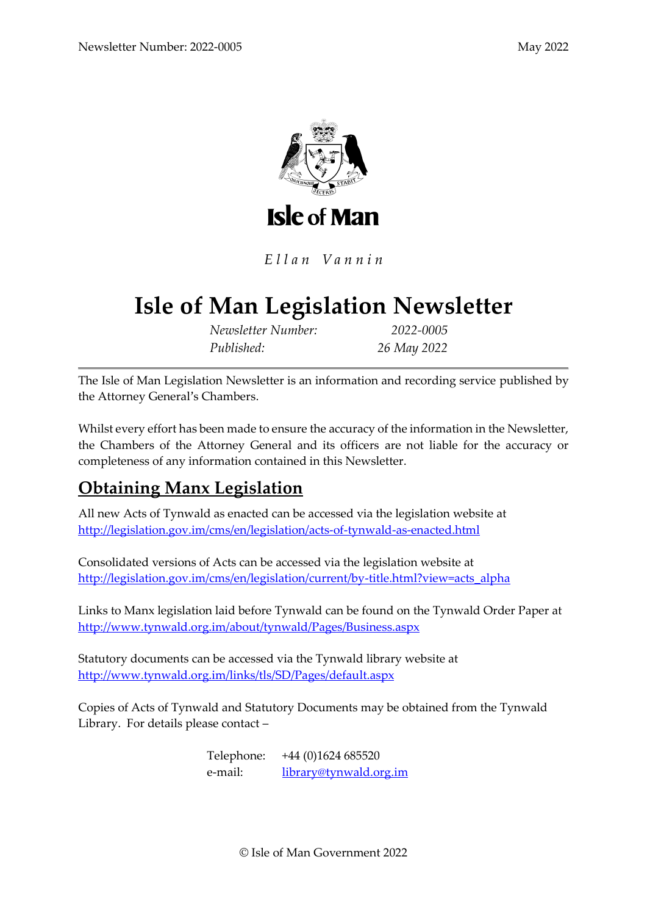Isle of Man

*Ellan Vannin*

# Isle of Man Legislation Newsletter

*Newsletter Number:* 2022-0005
*Published:* 26 May 2022

---

The Isle of Man Legislation Newsletter is an information and recording service published by the Attorney General's Chambers.

Whilst every effort has been made to ensure the accuracy of the information in the Newsletter, the Chambers of the Attorney General and its officers are not liable for the accuracy or completeness of any information contained in this Newsletter.

## Obtaining Manx Legislation

All new Acts of Tynwald as enacted can be accessed via the legislation website at
http://legislation.gov.im/cms/en/legislation/acts-of-tynwald-as-enacted.html

Consolidated versions of Acts can be accessed via the legislation website at
http://legislation.gov.im/cms/en/legislation/current/by-title.html?view=acts_alpha

Links to Manx legislation laid before Tynwald can be found on the Tynwald Order Paper at
http://www.tynwald.org.im/about/tynwald/Pages/Business.aspx

Statutory documents can be accessed via the Tynwald library website at
http://www.tynwald.org.im/links/tls/SD/Pages/default.aspx

Copies of Acts of Tynwald and Statutory Documents may be obtained from the Tynwald Library. For details please contact –

Telephone: +44 (0)1624 685520
e-mail: library@tynwald.org.im

© Isle of Man Government 2022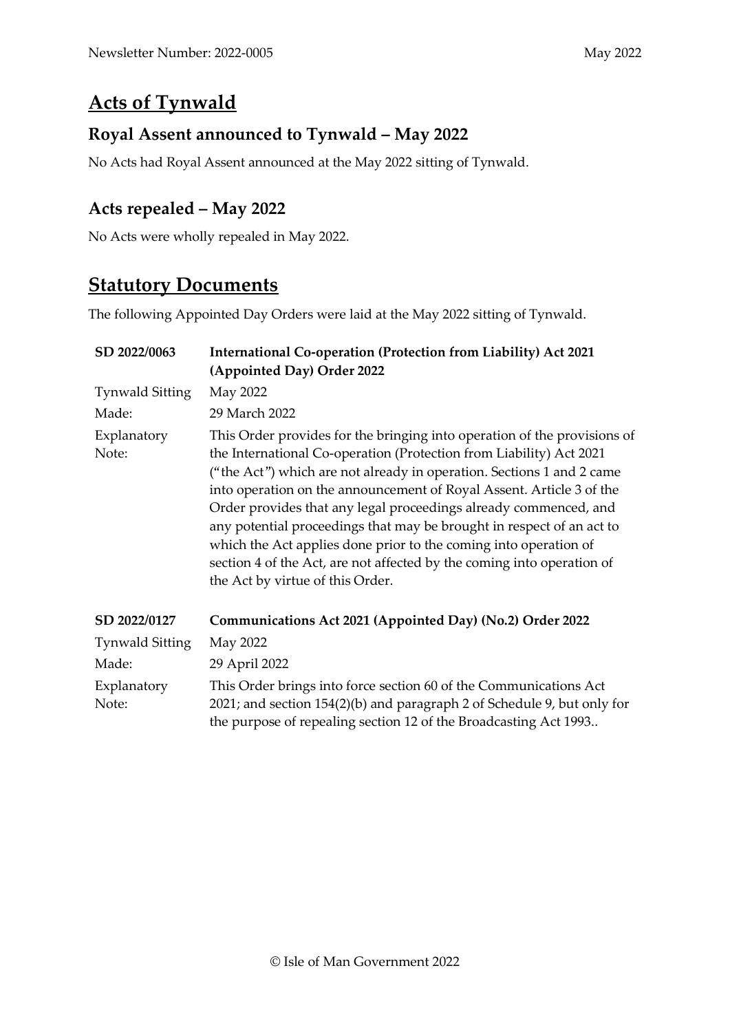# Acts of Tynwald

## Royal Assent announced to Tynwald – May 2022

No Acts had Royal Assent announced at the May 2022 sitting of Tynwald.

## Acts repealed – May 2022

No Acts were wholly repealed in May 2022.

# Statutory Documents

The following Appointed Day Orders were laid at the May 2022 sitting of Tynwald.

| **SD 2022/0063** | **International Co-operation (Protection from Liability) Act 2021 (Appointed Day) Order 2022** |
| --- | --- |
| Tynwald Sitting | May 2022 |
| Made: | 29 March 2022 |
| Explanatory Note: | This Order provides for the bringing into operation of the provisions of the International Co-operation (Protection from Liability) Act 2021 ("the Act") which are not already in operation. Sections 1 and 2 came into operation on the announcement of Royal Assent. Article 3 of the Order provides that any legal proceedings already commenced, and any potential proceedings that may be brought in respect of an act to which the Act applies done prior to the coming into operation of section 4 of the Act, are not affected by the coming into operation of the Act by virtue of this Order. |

| **SD 2022/0127** | **Communications Act 2021 (Appointed Day) (No.2) Order 2022** |
| --- | --- |
| Tynwald Sitting | May 2022 |
| Made: | 29 April 2022 |
| Explanatory Note: | This Order brings into force section 60 of the Communications Act 2021; and section 154(2)(b) and paragraph 2 of Schedule 9, but only for the purpose of repealing section 12 of the Broadcasting Act 1993.. |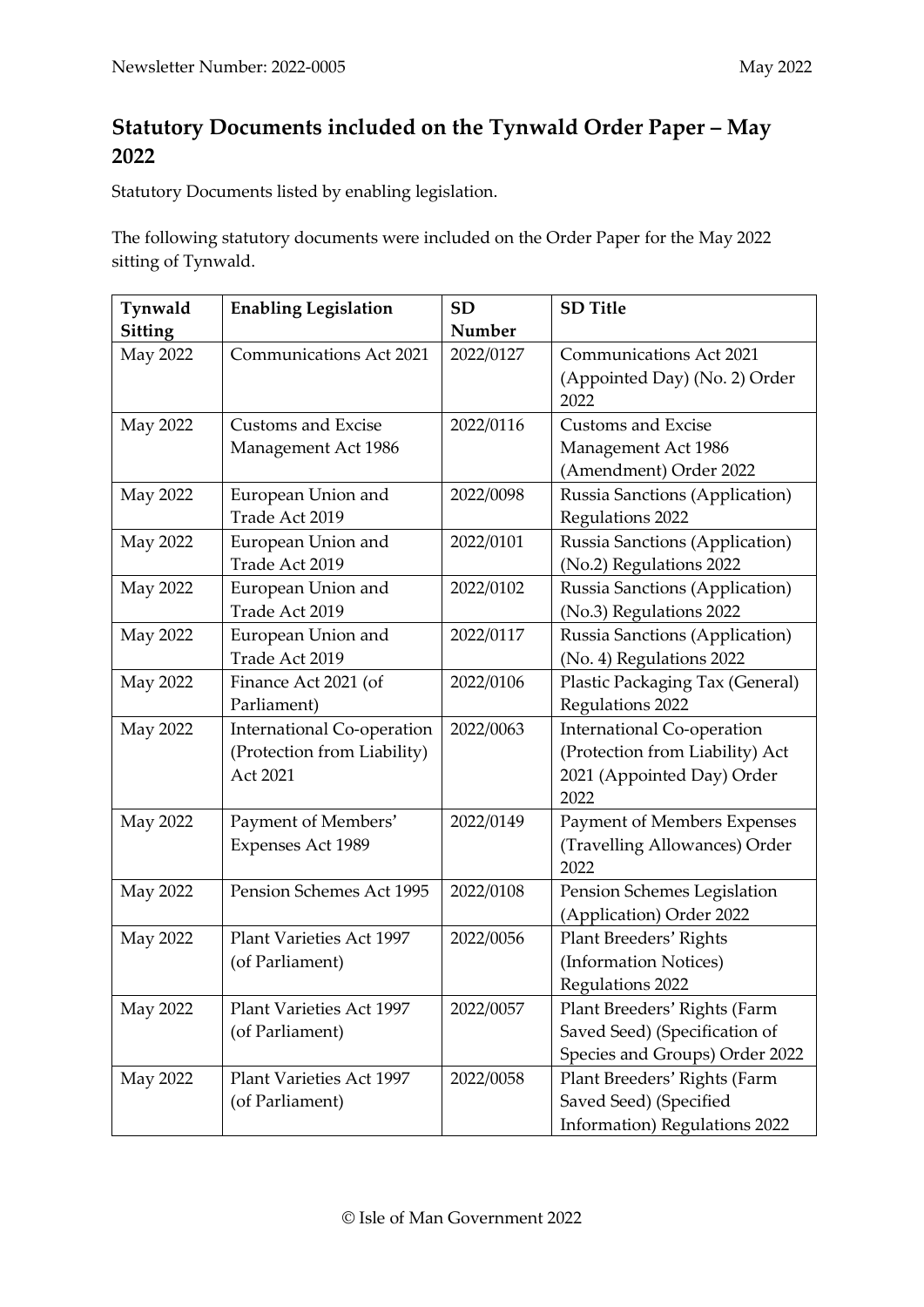## Statutory Documents included on the Tynwald Order Paper – May 2022

Statutory Documents listed by enabling legislation.

The following statutory documents were included on the Order Paper for the May 2022 sitting of Tynwald.

| Tynwald Sitting | Enabling Legislation | SD Number | SD Title |
|---|---|---|---|
| May 2022 | Communications Act 2021 | 2022/0127 | Communications Act 2021 (Appointed Day) (No. 2) Order 2022 |
| May 2022 | Customs and Excise Management Act 1986 | 2022/0116 | Customs and Excise Management Act 1986 (Amendment) Order 2022 |
| May 2022 | European Union and Trade Act 2019 | 2022/0098 | Russia Sanctions (Application) Regulations 2022 |
| May 2022 | European Union and Trade Act 2019 | 2022/0101 | Russia Sanctions (Application) (No.2) Regulations 2022 |
| May 2022 | European Union and Trade Act 2019 | 2022/0102 | Russia Sanctions (Application) (No.3) Regulations 2022 |
| May 2022 | European Union and Trade Act 2019 | 2022/0117 | Russia Sanctions (Application) (No. 4) Regulations 2022 |
| May 2022 | Finance Act 2021 (of Parliament) | 2022/0106 | Plastic Packaging Tax (General) Regulations 2022 |
| May 2022 | International Co-operation (Protection from Liability) Act 2021 | 2022/0063 | International Co-operation (Protection from Liability) Act 2021 (Appointed Day) Order 2022 |
| May 2022 | Payment of Members' Expenses Act 1989 | 2022/0149 | Payment of Members Expenses (Travelling Allowances) Order 2022 |
| May 2022 | Pension Schemes Act 1995 | 2022/0108 | Pension Schemes Legislation (Application) Order 2022 |
| May 2022 | Plant Varieties Act 1997 (of Parliament) | 2022/0056 | Plant Breeders' Rights (Information Notices) Regulations 2022 |
| May 2022 | Plant Varieties Act 1997 (of Parliament) | 2022/0057 | Plant Breeders' Rights (Farm Saved Seed) (Specification of Species and Groups) Order 2022 |
| May 2022 | Plant Varieties Act 1997 (of Parliament) | 2022/0058 | Plant Breeders' Rights (Farm Saved Seed) (Specified Information) Regulations 2022 |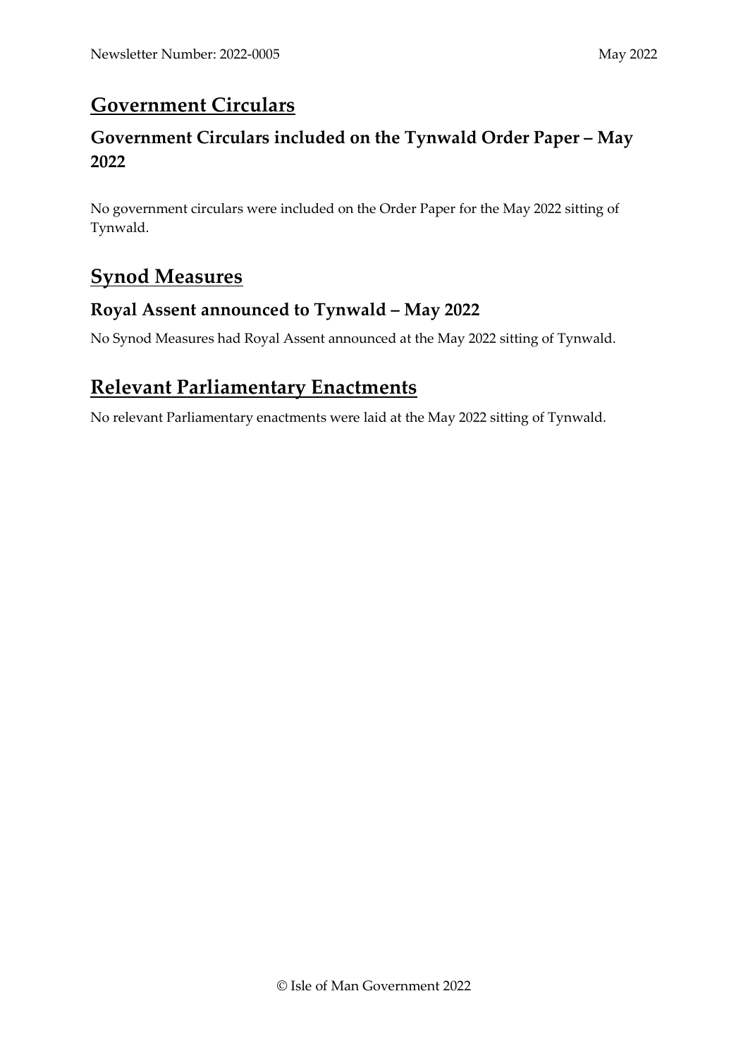# Government Circulars

## Government Circulars included on the Tynwald Order Paper – May 2022

No government circulars were included on the Order Paper for the May 2022 sitting of Tynwald.

# Synod Measures

## Royal Assent announced to Tynwald – May 2022

No Synod Measures had Royal Assent announced at the May 2022 sitting of Tynwald.

# Relevant Parliamentary Enactments

No relevant Parliamentary enactments were laid at the May 2022 sitting of Tynwald.